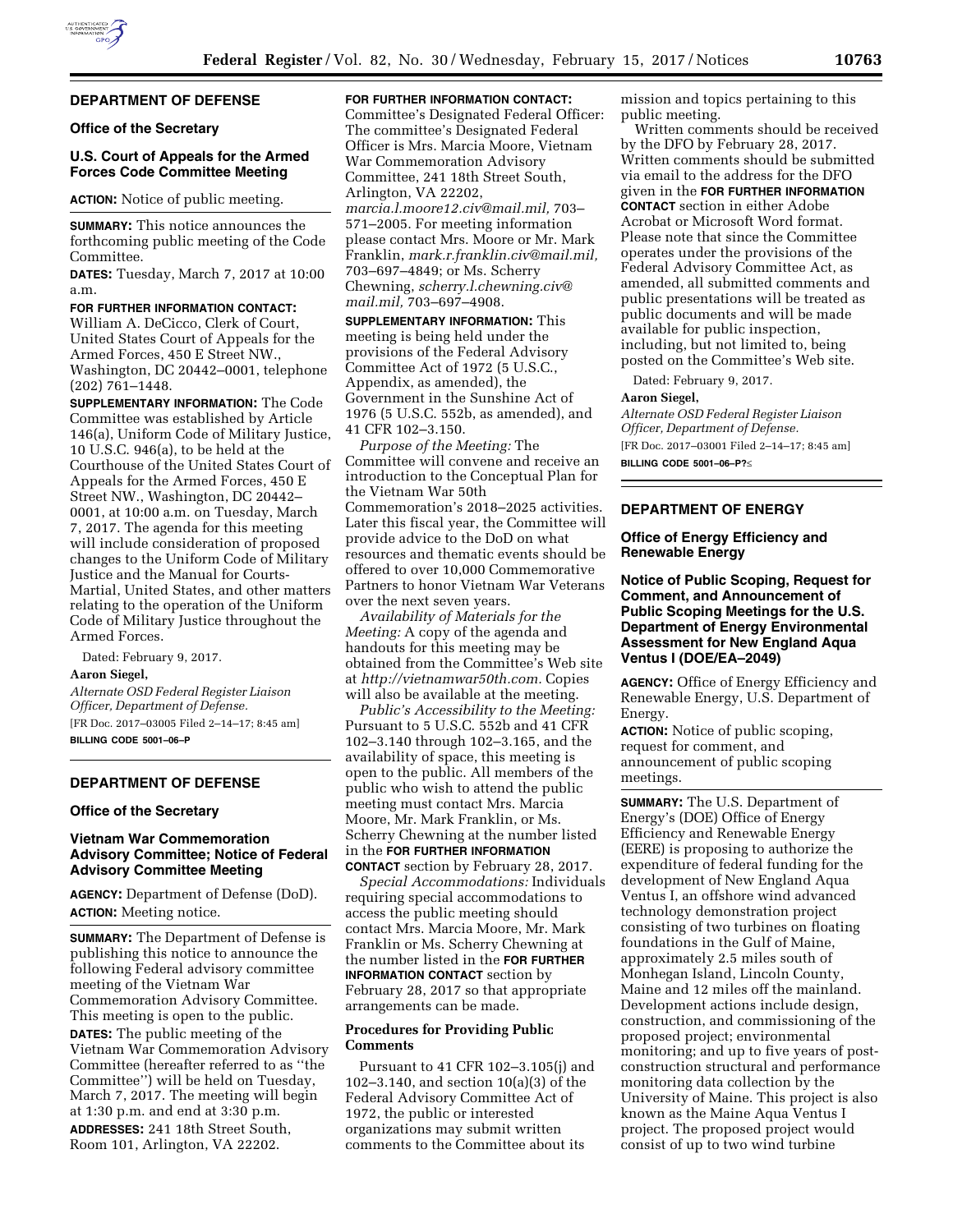## DEPARTMENT OF DEFENSE

### Office of the Secretary

### U.S. Court of Appeals for the Armed Forces Code Committee Meeting

**ACTION:** Notice of public meeting.

**SUMMARY:** This notice announces the forthcoming public meeting of the Code Committee.

**DATES:** Tuesday, March 7, 2017 at 10:00 a.m.

**FOR FURTHER INFORMATION CONTACT:** William A. DeCicco, Clerk of Court, United States Court of Appeals for the Armed Forces, 450 E Street NW., Washington, DC 20442–0001, telephone (202) 761–1448.

**SUPPLEMENTARY INFORMATION:** The Code Committee was established by Article 146(a), Uniform Code of Military Justice, 10 U.S.C. 946(a), to be held at the Courthouse of the United States Court of Appeals for the Armed Forces, 450 E Street NW., Washington, DC 20442–0001, at 10:00 a.m. on Tuesday, March 7, 2017. The agenda for this meeting will include consideration of proposed changes to the Uniform Code of Military Justice and the Manual for Courts-Martial, United States, and other matters relating to the operation of the Uniform Code of Military Justice throughout the Armed Forces.

Dated: February 9, 2017.

**Aaron Siegel,**

*Alternate OSD Federal Register Liaison Officer, Department of Defense.*

[FR Doc. 2017–03005 Filed 2–14–17; 8:45 am]

**BILLING CODE 5001–06–P**

## DEPARTMENT OF DEFENSE

### Office of the Secretary

### Vietnam War Commemoration Advisory Committee; Notice of Federal Advisory Committee Meeting

**AGENCY:** Department of Defense (DoD).

**ACTION:** Meeting notice.

**SUMMARY:** The Department of Defense is publishing this notice to announce the following Federal advisory committee meeting of the Vietnam War Commemoration Advisory Committee. This meeting is open to the public.

**DATES:** The public meeting of the Vietnam War Commemoration Advisory Committee (hereafter referred to as ''the Committee'') will be held on Tuesday, March 7, 2017. The meeting will begin at 1:30 p.m. and end at 3:30 p.m.

**ADDRESSES:** 241 18th Street South, Room 101, Arlington, VA 22202.

**FOR FURTHER INFORMATION CONTACT:** Committee's Designated Federal Officer: The committee's Designated Federal Officer is Mrs. Marcia Moore, Vietnam War Commemoration Advisory Committee, 241 18th Street South, Arlington, VA 22202, *marcia.l.moore12.civ@mail.mil,* 703–571–2005. For meeting information please contact Mrs. Moore or Mr. Mark Franklin, *mark.r.franklin.civ@mail.mil,* 703–697–4849; or Ms. Scherry Chewning, *scherry.l.chewning.civ@mail.mil,* 703–697–4908.

**SUPPLEMENTARY INFORMATION:** This meeting is being held under the provisions of the Federal Advisory Committee Act of 1972 (5 U.S.C., Appendix, as amended), the Government in the Sunshine Act of 1976 (5 U.S.C. 552b, as amended), and 41 CFR 102–3.150.

*Purpose of the Meeting:* The Committee will convene and receive an introduction to the Conceptual Plan for the Vietnam War 50th Commemoration's 2018–2025 activities. Later this fiscal year, the Committee will provide advice to the DoD on what resources and thematic events should be offered to over 10,000 Commemorative Partners to honor Vietnam War Veterans over the next seven years.

*Availability of Materials for the Meeting:* A copy of the agenda and handouts for this meeting may be obtained from the Committee's Web site at *http://vietnamwar50th.com.* Copies will also be available at the meeting.

*Public's Accessibility to the Meeting:* Pursuant to 5 U.S.C. 552b and 41 CFR 102–3.140 through 102–3.165, and the availability of space, this meeting is open to the public. All members of the public who wish to attend the public meeting must contact Mrs. Marcia Moore, Mr. Mark Franklin, or Ms. Scherry Chewning at the number listed in the **FOR FURTHER INFORMATION CONTACT** section by February 28, 2017.

*Special Accommodations:* Individuals requiring special accommodations to access the public meeting should contact Mrs. Marcia Moore, Mr. Mark Franklin or Ms. Scherry Chewning at the number listed in the **FOR FURTHER INFORMATION CONTACT** section by February 28, 2017 so that appropriate arrangements can be made.

#### Procedures for Providing Public Comments

Pursuant to 41 CFR 102–3.105(j) and 102–3.140, and section 10(a)(3) of the Federal Advisory Committee Act of 1972, the public or interested organizations may submit written comments to the Committee about its mission and topics pertaining to this public meeting.

Written comments should be received by the DFO by February 28, 2017. Written comments should be submitted via email to the address for the DFO given in the **FOR FURTHER INFORMATION CONTACT** section in either Adobe Acrobat or Microsoft Word format. Please note that since the Committee operates under the provisions of the Federal Advisory Committee Act, as amended, all submitted comments and public presentations will be treated as public documents and will be made available for public inspection, including, but not limited to, being posted on the Committee's Web site.

Dated: February 9, 2017.

**Aaron Siegel,**

*Alternate OSD Federal Register Liaison Officer, Department of Defense.*

[FR Doc. 2017–03001 Filed 2–14–17; 8:45 am]

**BILLING CODE 5001–06–P?≤**

## DEPARTMENT OF ENERGY

### Office of Energy Efficiency and Renewable Energy

### Notice of Public Scoping, Request for Comment, and Announcement of Public Scoping Meetings for the U.S. Department of Energy Environmental Assessment for New England Aqua Ventus I (DOE/EA–2049)

**AGENCY:** Office of Energy Efficiency and Renewable Energy, U.S. Department of Energy.

**ACTION:** Notice of public scoping, request for comment, and announcement of public scoping meetings.

**SUMMARY:** The U.S. Department of Energy's (DOE) Office of Energy Efficiency and Renewable Energy (EERE) is proposing to authorize the expenditure of federal funding for the development of New England Aqua Ventus I, an offshore wind advanced technology demonstration project consisting of two turbines on floating foundations in the Gulf of Maine, approximately 2.5 miles south of Monhegan Island, Lincoln County, Maine and 12 miles off the mainland. Development actions include design, construction, and commissioning of the proposed project; environmental monitoring; and up to five years of post-construction structural and performance monitoring data collection by the University of Maine. This project is also known as the Maine Aqua Ventus I project. The proposed project would consist of up to two wind turbine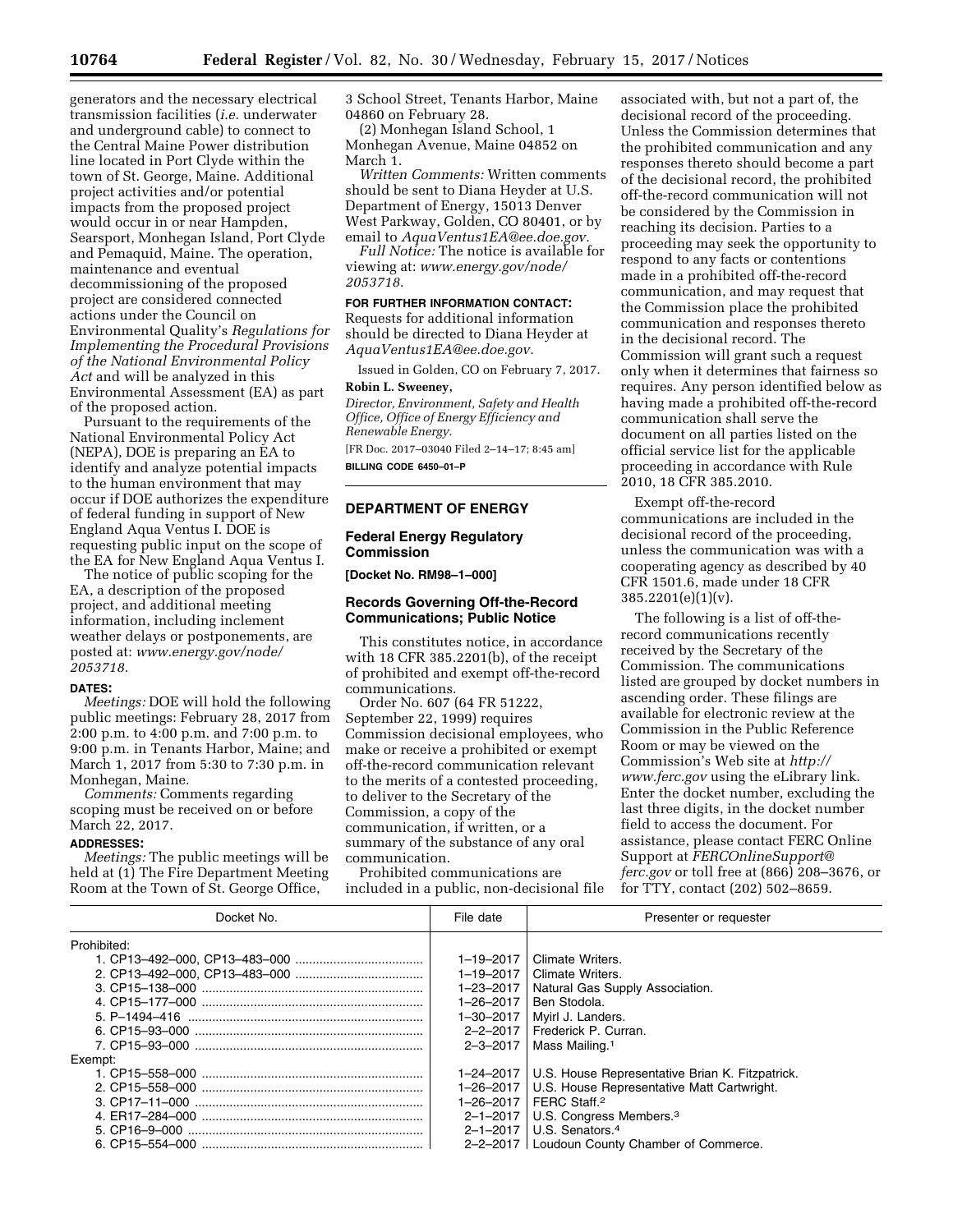generators and the necessary electrical transmission facilities (*i.e.* underwater and underground cable) to connect to the Central Maine Power distribution line located in Port Clyde within the town of St. George, Maine. Additional project activities and/or potential impacts from the proposed project would occur in or near Hampden, Searsport, Monhegan Island, Port Clyde and Pemaquid, Maine. The operation, maintenance and eventual decommissioning of the proposed project are considered connected actions under the Council on Environmental Quality's *Regulations for Implementing the Procedural Provisions of the National Environmental Policy Act* and will be analyzed in this Environmental Assessment (EA) as part of the proposed action.

Pursuant to the requirements of the National Environmental Policy Act (NEPA), DOE is preparing an EA to identify and analyze potential impacts to the human environment that may occur if DOE authorizes the expenditure of federal funding in support of New England Aqua Ventus I. DOE is requesting public input on the scope of the EA for New England Aqua Ventus I.

The notice of public scoping for the EA, a description of the proposed project, and additional meeting information, including inclement weather delays or postponements, are posted at: *www.energy.gov/node/2053718.*

**DATES:**

*Meetings:* DOE will hold the following public meetings: February 28, 2017 from 2:00 p.m. to 4:00 p.m. and 7:00 p.m. to 9:00 p.m. in Tenants Harbor, Maine; and March 1, 2017 from 5:30 to 7:30 p.m. in Monhegan, Maine.

*Comments:* Comments regarding scoping must be received on or before March 22, 2017.

**ADDRESSES:**

*Meetings:* The public meetings will be held at (1) The Fire Department Meeting Room at the Town of St. George Office, 3 School Street, Tenants Harbor, Maine 04860 on February 28.

(2) Monhegan Island School, 1 Monhegan Avenue, Maine 04852 on March 1.

*Written Comments:* Written comments should be sent to Diana Heyder at U.S. Department of Energy, 15013 Denver West Parkway, Golden, CO 80401, or by email to *AquaVentus1EA@ee.doe.gov.*

*Full Notice:* The notice is available for viewing at: *www.energy.gov/node/2053718.*

**FOR FURTHER INFORMATION CONTACT:** Requests for additional information should be directed to Diana Heyder at *AquaVentus1EA@ee.doe.gov.*

Issued in Golden, CO on February 7, 2017.

**Robin L. Sweeney,**

*Director, Environment, Safety and Health Office, Office of Energy Efficiency and Renewable Energy.*

[FR Doc. 2017–03040 Filed 2–14–17; 8:45 am]

**BILLING CODE 6450–01–P**

## DEPARTMENT OF ENERGY

### Federal Energy Regulatory Commission

**[Docket No. RM98–1–000]**

### Records Governing Off-the-Record Communications; Public Notice

This constitutes notice, in accordance with 18 CFR 385.2201(b), of the receipt of prohibited and exempt off-the-record communications.

Order No. 607 (64 FR 51222, September 22, 1999) requires Commission decisional employees, who make or receive a prohibited or exempt off-the-record communication relevant to the merits of a contested proceeding, to deliver to the Secretary of the Commission, a copy of the communication, if written, or a summary of the substance of any oral communication.

Prohibited communications are included in a public, non-decisional file associated with, but not a part of, the decisional record of the proceeding. Unless the Commission determines that the prohibited communication and any responses thereto should become a part of the decisional record, the prohibited off-the-record communication will not be considered by the Commission in reaching its decision. Parties to a proceeding may seek the opportunity to respond to any facts or contentions made in a prohibited off-the-record communication, and may request that the Commission place the prohibited communication and responses thereto in the decisional record. The Commission will grant such a request only when it determines that fairness so requires. Any person identified below as having made a prohibited off-the-record communication shall serve the document on all parties listed on the official service list for the applicable proceeding in accordance with Rule 2010, 18 CFR 385.2010.

Exempt off-the-record communications are included in the decisional record of the proceeding, unless the communication was with a cooperating agency as described by 40 CFR 1501.6, made under 18 CFR 385.2201(e)(1)(v).

The following is a list of off-the-record communications recently received by the Secretary of the Commission. The communications listed are grouped by docket numbers in ascending order. These filings are available for electronic review at the Commission in the Public Reference Room or may be viewed on the Commission's Web site at *http://www.ferc.gov* using the eLibrary link. Enter the docket number, excluding the last three digits, in the docket number field to access the document. For assistance, please contact FERC Online Support at *FERCOnlineSupport@ferc.gov* or toll free at (866) 208–3676, or for TTY, contact (202) 502–8659.

| Docket No. | File date | Presenter or requester |
|---|---|---|
| Prohibited: | | |
| 1. CP13–492–000, CP13–483–000 | 1–19–2017 | Climate Writers. |
| 2. CP13–492–000, CP13–483–000 | 1–19–2017 | Climate Writers. |
| 3. CP15–138–000 | 1–23–2017 | Natural Gas Supply Association. |
| 4. CP15–177–000 | 1–26–2017 | Ben Stodola. |
| 5. P–1494–416 | 1–30–2017 | Myirl J. Landers. |
| 6. CP15–93–000 | 2–2–2017 | Frederick P. Curran. |
| 7. CP15–93–000 | 2–3–2017 | Mass Mailing.[1] |
| Exempt: | | |
| 1. CP15–558–000 | 1–24–2017 | U.S. House Representative Brian K. Fitzpatrick. |
| 2. CP15–558–000 | 1–26–2017 | U.S. House Representative Matt Cartwright. |
| 3. CP17–11–000 | 1–26–2017 | FERC Staff.[2] |
| 4. ER17–284–000 | 2–1–2017 | U.S. Congress Members.[3] |
| 5. CP16–9–000 | 2–1–2017 | U.S. Senators.[4] |
| 6. CP15–554–000 | 2–2–2017 | Loudoun County Chamber of Commerce. |